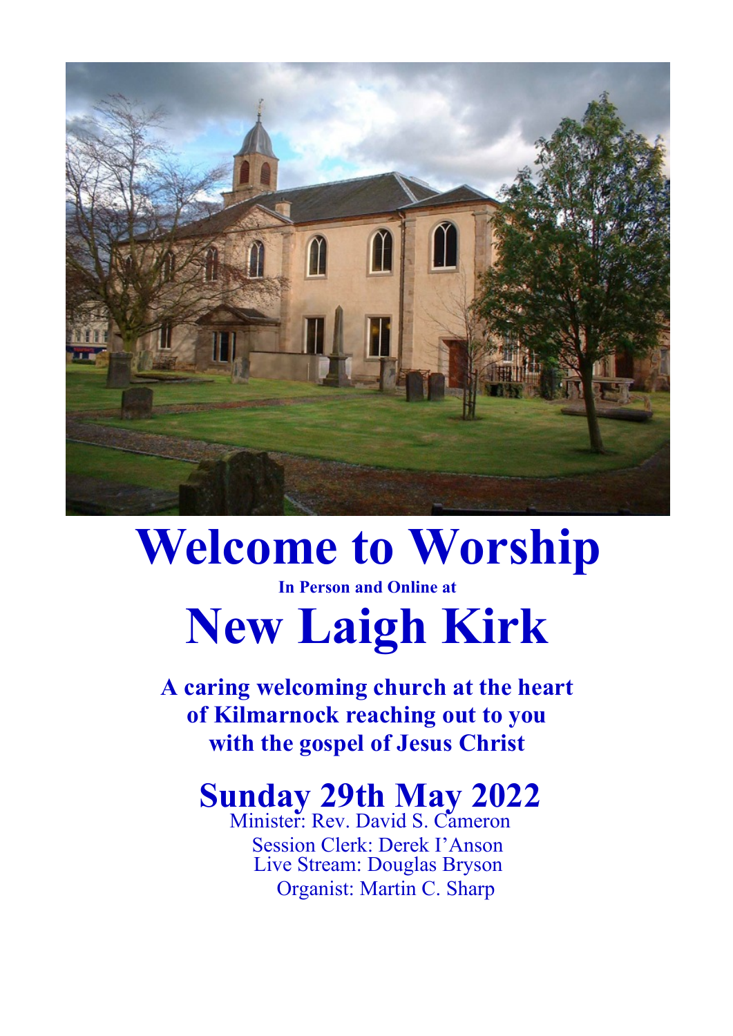# Welcome to Worship

**In Person and Online at**

# New Laigh Kirk

**A caring welcoming church at the heart of Kilmarnock reaching out to you with the gospel of Jesus Christ**

## Sunday 29th May 2022

Minister: Rev. David S. Cameron

Session Clerk: Derek I'Anson

Live Stream: Douglas Bryson

Organist: Martin C. Sharp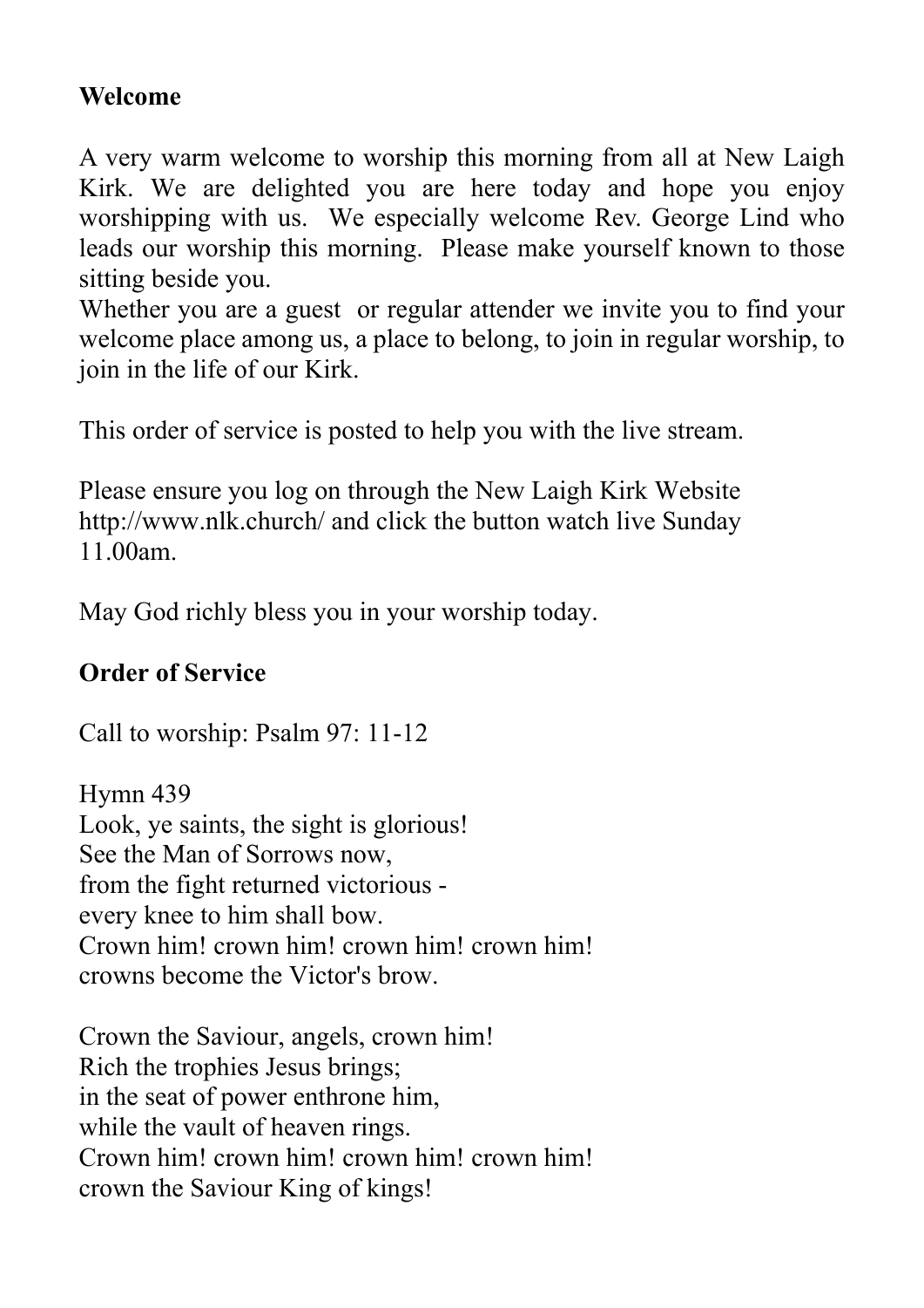**Welcome**

A very warm welcome to worship this morning from all at New Laigh Kirk. We are delighted you are here today and hope you enjoy worshipping with us. We especially welcome Rev. George Lind who leads our worship this morning. Please make yourself known to those sitting beside you.
Whether you are a guest or regular attender we invite you to find your welcome place among us, a place to belong, to join in regular worship, to join in the life of our Kirk.

This order of service is posted to help you with the live stream.

Please ensure you log on through the New Laigh Kirk Website http://www.nlk.church/ and click the button watch live Sunday 11.00am.

May God richly bless you in your worship today.

**Order of Service**

Call to worship: Psalm 97: 11-12

Hymn 439
Look, ye saints, the sight is glorious!
See the Man of Sorrows now,
from the fight returned victorious -
every knee to him shall bow.
Crown him! crown him! crown him! crown him!
crowns become the Victor's brow.

Crown the Saviour, angels, crown him!
Rich the trophies Jesus brings;
in the seat of power enthrone him,
while the vault of heaven rings.
Crown him! crown him! crown him! crown him!
crown the Saviour King of kings!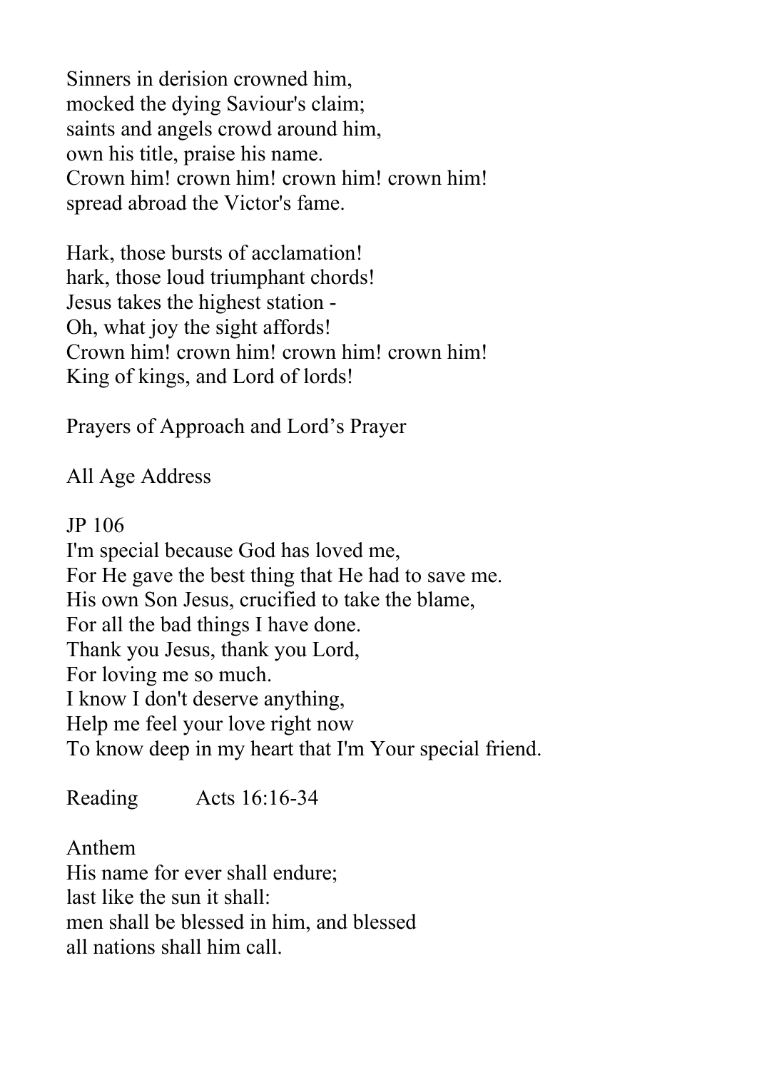Sinners in derision crowned him,  
mocked the dying Saviour's claim;  
saints and angels crowd around him,  
own his title, praise his name.  
Crown him! crown him! crown him! crown him!  
spread abroad the Victor's fame.

Hark, those bursts of acclamation!  
hark, those loud triumphant chords!  
Jesus takes the highest station -  
Oh, what joy the sight affords!  
Crown him! crown him! crown him! crown him!  
King of kings, and Lord of lords!

Prayers of Approach and Lord's Prayer

All Age Address

JP 106  
I'm special because God has loved me,  
For He gave the best thing that He had to save me.  
His own Son Jesus, crucified to take the blame,  
For all the bad things I have done.  
Thank you Jesus, thank you Lord,  
For loving me so much.  
I know I don't deserve anything,  
Help me feel your love right now  
To know deep in my heart that I'm Your special friend.

Reading Acts 16:16-34

Anthem  
His name for ever shall endure;  
last like the sun it shall:  
men shall be blessed in him, and blessed  
all nations shall him call.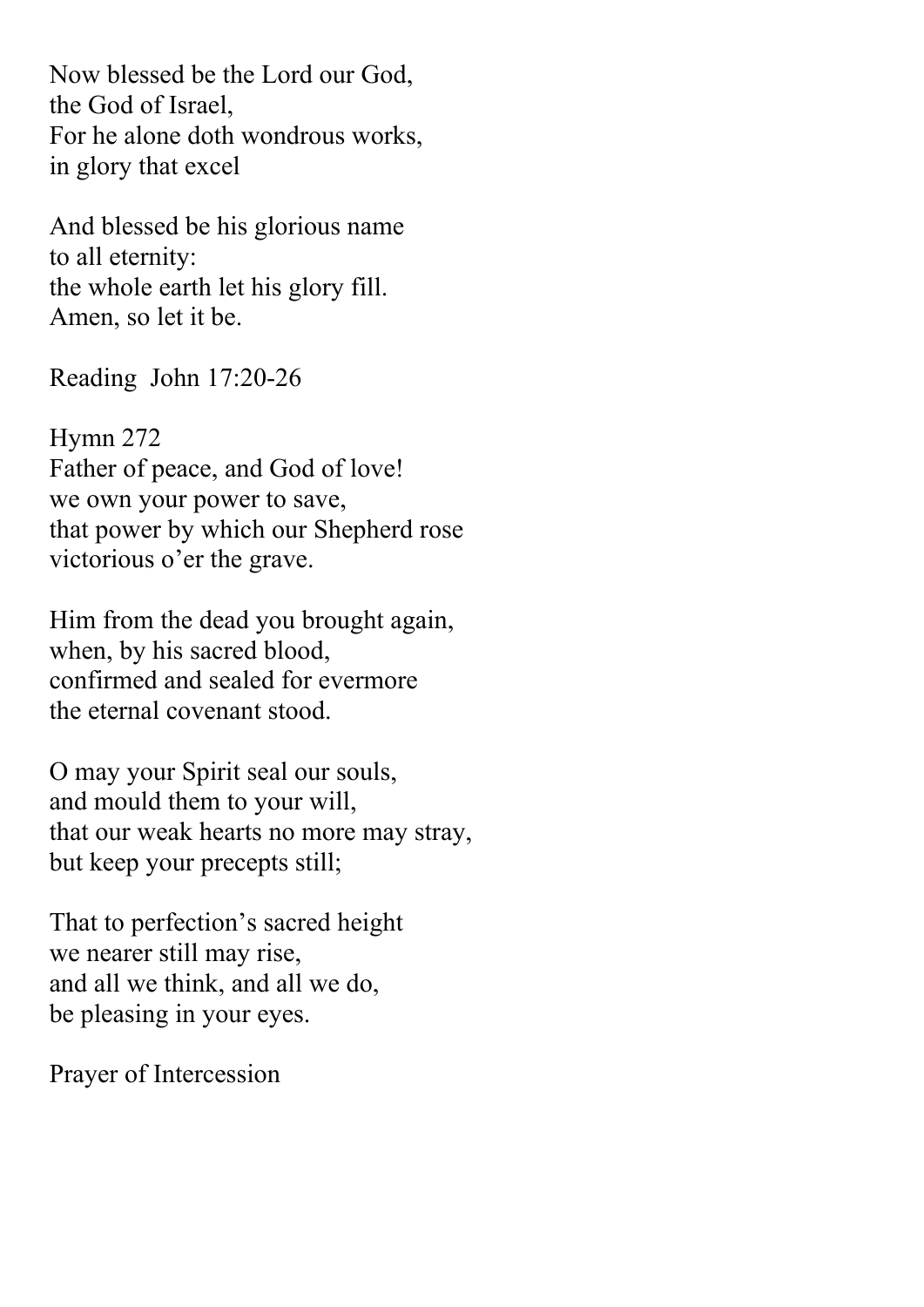Now blessed be the Lord our God,
the God of Israel,
For he alone doth wondrous works,
in glory that excel

And blessed be his glorious name
to all eternity:
the whole earth let his glory fill.
Amen, so let it be.

Reading  John 17:20-26

Hymn 272
Father of peace, and God of love!
we own your power to save,
that power by which our Shepherd rose
victorious o'er the grave.

Him from the dead you brought again,
when, by his sacred blood,
confirmed and sealed for evermore
the eternal covenant stood.

O may your Spirit seal our souls,
and mould them to your will,
that our weak hearts no more may stray,
but keep your precepts still;

That to perfection's sacred height
we nearer still may rise,
and all we think, and all we do,
be pleasing in your eyes.

Prayer of Intercession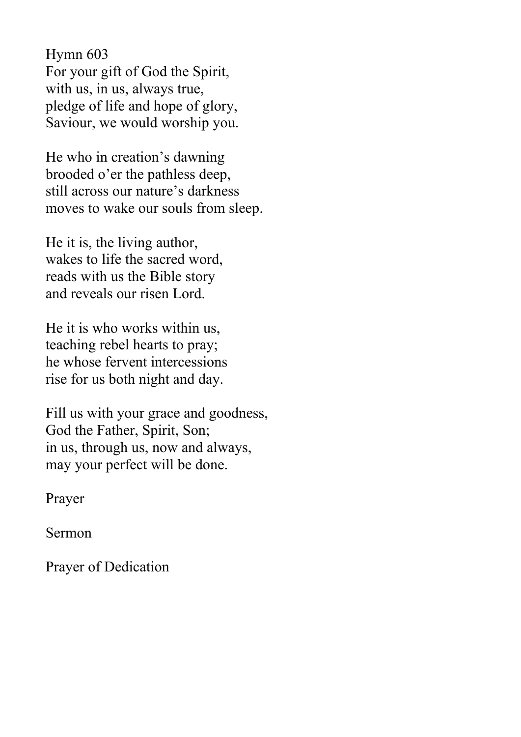Hymn 603
For your gift of God the Spirit,
with us, in us, always true,
pledge of life and hope of glory,
Saviour, we would worship you.

He who in creation's dawning
brooded o'er the pathless deep,
still across our nature's darkness
moves to wake our souls from sleep.

He it is, the living author,
wakes to life the sacred word,
reads with us the Bible story
and reveals our risen Lord.

He it is who works within us,
teaching rebel hearts to pray;
he whose fervent intercessions
rise for us both night and day.

Fill us with your grace and goodness,
God the Father, Spirit, Son;
in us, through us, now and always,
may your perfect will be done.

Prayer

Sermon

Prayer of Dedication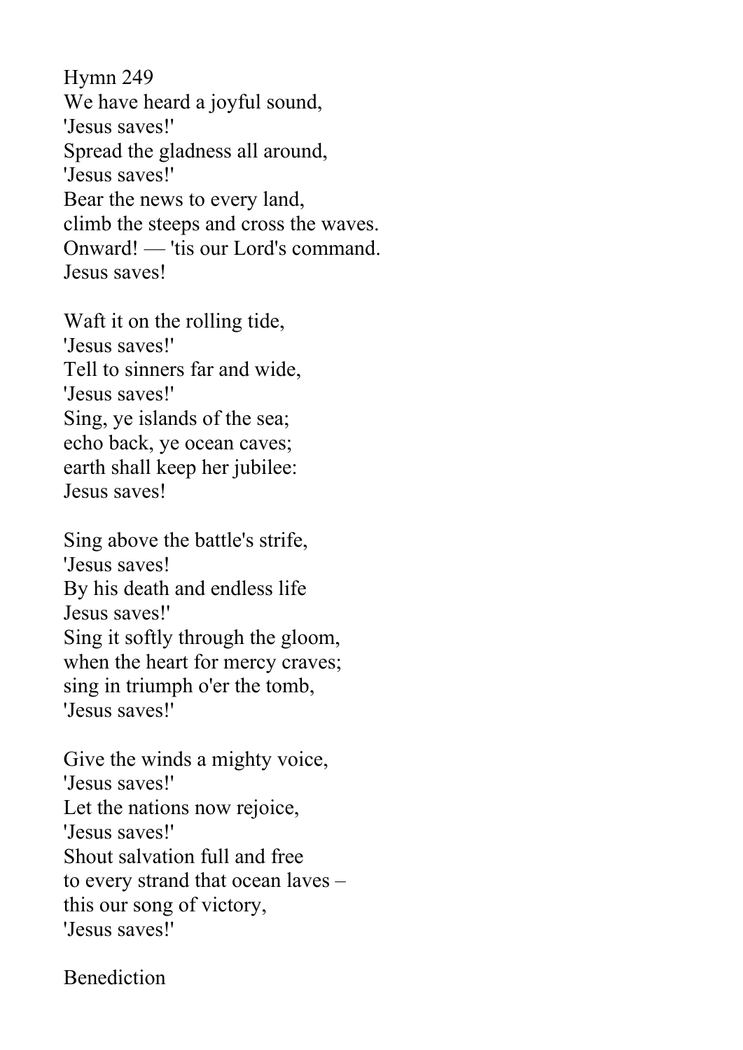Hymn 249
We have heard a joyful sound,
'Jesus saves!'
Spread the gladness all around,
'Jesus saves!'
Bear the news to every land,
climb the steeps and cross the waves.
Onward! — 'tis our Lord's command.
Jesus saves!

Waft it on the rolling tide,
'Jesus saves!'
Tell to sinners far and wide,
'Jesus saves!'
Sing, ye islands of the sea;
echo back, ye ocean caves;
earth shall keep her jubilee:
Jesus saves!

Sing above the battle's strife,
'Jesus saves!
By his death and endless life
Jesus saves!'
Sing it softly through the gloom,
when the heart for mercy craves;
sing in triumph o'er the tomb,
'Jesus saves!'

Give the winds a mighty voice,
'Jesus saves!'
Let the nations now rejoice,
'Jesus saves!'
Shout salvation full and free
to every strand that ocean laves –
this our song of victory,
'Jesus saves!'

Benediction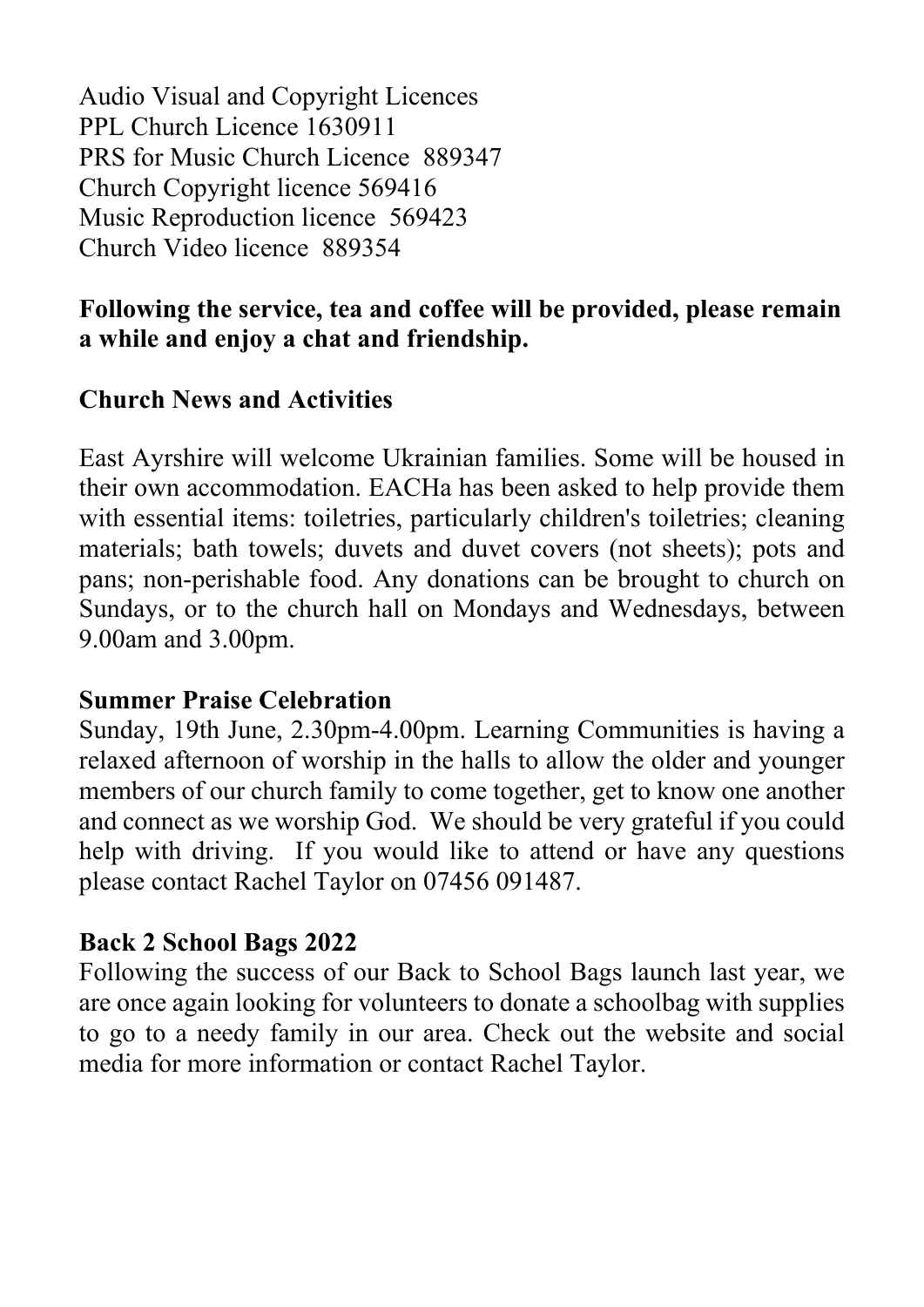Audio Visual and Copyright Licences
PPL Church Licence 1630911
PRS for Music Church Licence 889347
Church Copyright licence 569416
Music Reproduction licence 569423
Church Video licence 889354

**Following the service, tea and coffee will be provided, please remain a while and enjoy a chat and friendship.**

## Church News and Activities

East Ayrshire will welcome Ukrainian families. Some will be housed in their own accommodation. EACHa has been asked to help provide them with essential items: toiletries, particularly children's toiletries; cleaning materials; bath towels; duvets and duvet covers (not sheets); pots and pans; non-perishable food. Any donations can be brought to church on Sundays, or to the church hall on Mondays and Wednesdays, between 9.00am and 3.00pm.

**Summer Praise Celebration**
Sunday, 19th June, 2.30pm-4.00pm. Learning Communities is having a relaxed afternoon of worship in the halls to allow the older and younger members of our church family to come together, get to know one another and connect as we worship God. We should be very grateful if you could help with driving. If you would like to attend or have any questions please contact Rachel Taylor on 07456 091487.

**Back 2 School Bags 2022**
Following the success of our Back to School Bags launch last year, we are once again looking for volunteers to donate a schoolbag with supplies to go to a needy family in our area. Check out the website and social media for more information or contact Rachel Taylor.